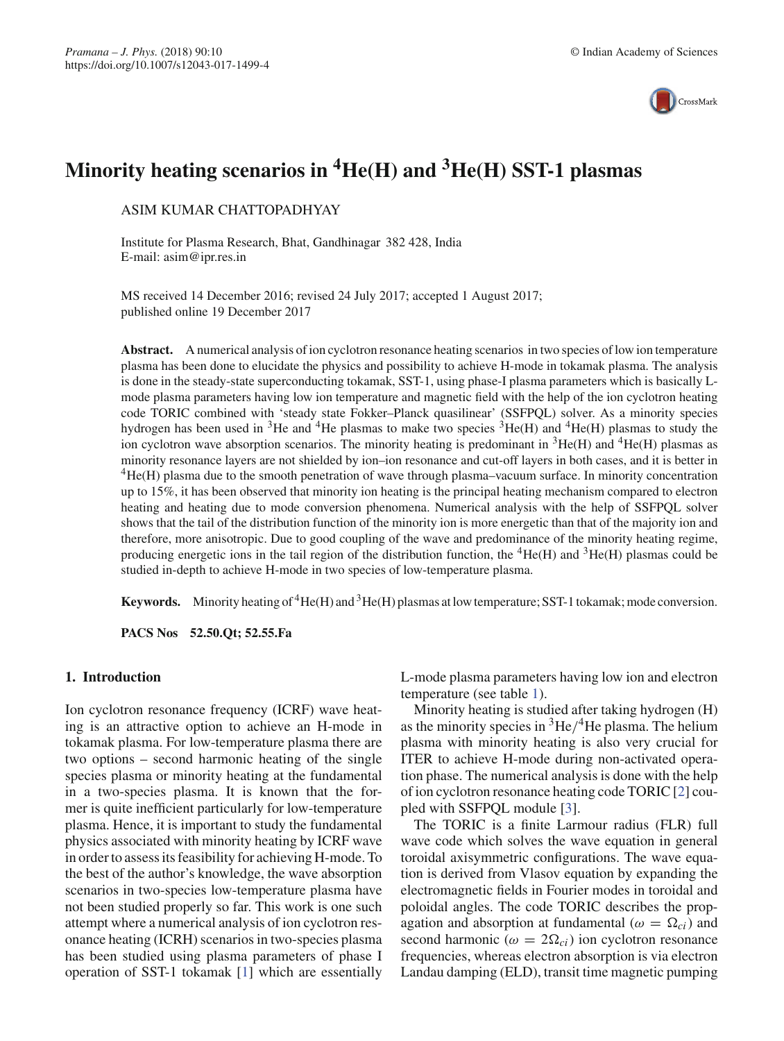// Minority heating scenarios in $^4$He(H) and $^3$He(H) SST-1 plasmas

ASIM KUMAR CHATTOPADHYAY

Institute for Plasma Research, Bhat, Gandhinagar 382 428, India
E-mail: asim@ipr.res.in

MS received 14 December 2016; revised 24 July 2017; accepted 1 August 2017; published online 19 December 2017

**Abstract.** A numerical analysis of ion cyclotron resonance heating scenarios in two species of low ion temperature plasma has been done to elucidate the physics and possibility to achieve H-mode in tokamak plasma. The analysis is done in the steady-state superconducting tokamak, SST-1, using phase-I plasma parameters which is basically L-mode plasma parameters having low ion temperature and magnetic field with the help of the ion cyclotron heating code TORIC combined with 'steady state Fokker–Planck quasilinear' (SSFPQL) solver. As a minority species hydrogen has been used in $^3$He and $^4$He plasmas to make two species $^3$He(H) and $^4$He(H) plasmas to study the ion cyclotron wave absorption scenarios. The minority heating is predominant in $^3$He(H) and $^4$He(H) plasmas as minority resonance layers are not shielded by ion–ion resonance and cut-off layers in both cases, and it is better in $^4$He(H) plasma due to the smooth penetration of wave through plasma–vacuum surface. In minority concentration up to 15%, it has been observed that minority ion heating is the principal heating mechanism compared to electron heating and heating due to mode conversion phenomena. Numerical analysis with the help of SSFPQL solver shows that the tail of the distribution function of the minority ion is more energetic than that of the majority ion and therefore, more anisotropic. Due to good coupling of the wave and predominance of the minority heating regime, producing energetic ions in the tail region of the distribution function, the $^4$He(H) and $^3$He(H) plasmas could be studied in-depth to achieve H-mode in two species of low-temperature plasma.

**Keywords.** Minority heating of $^4$He(H) and $^3$He(H) plasmas at low temperature; SST-1 tokamak; mode conversion.

**PACS Nos** 52.50.Qt; 52.55.Fa

## 1. Introduction

Ion cyclotron resonance frequency (ICRF) wave heating is an attractive option to achieve an H-mode in tokamak plasma. For low-temperature plasma there are two options – second harmonic heating of the single species plasma or minority heating at the fundamental in a two-species plasma. It is known that the former is quite inefficient particularly for low-temperature plasma. Hence, it is important to study the fundamental physics associated with minority heating by ICRF wave in order to assess its feasibility for achieving H-mode. To the best of the author's knowledge, the wave absorption scenarios in two-species low-temperature plasma have not been studied properly so far. This work is one such attempt where a numerical analysis of ion cyclotron resonance heating (ICRH) scenarios in two-species plasma has been studied using plasma parameters of phase I operation of SST-1 tokamak [1] which are essentially L-mode plasma parameters having low ion and electron temperature (see table 1).

Minority heating is studied after taking hydrogen (H) as the minority species in $^3$He/$^4$He plasma. The helium plasma with minority heating is also very crucial for ITER to achieve H-mode during non-activated operation phase. The numerical analysis is done with the help of ion cyclotron resonance heating code TORIC [2] coupled with SSFPQL module [3].

The TORIC is a finite Larmour radius (FLR) full wave code which solves the wave equation in general toroidal axisymmetric configurations. The wave equation is derived from Vlasov equation by expanding the electromagnetic fields in Fourier modes in toroidal and poloidal angles. The code TORIC describes the propagation and absorption at fundamental ($\omega = \Omega_{ci}$) and second harmonic ($\omega = 2\Omega_{ci}$) ion cyclotron resonance frequencies, whereas electron absorption is via electron Landau damping (ELD), transit time magnetic pumping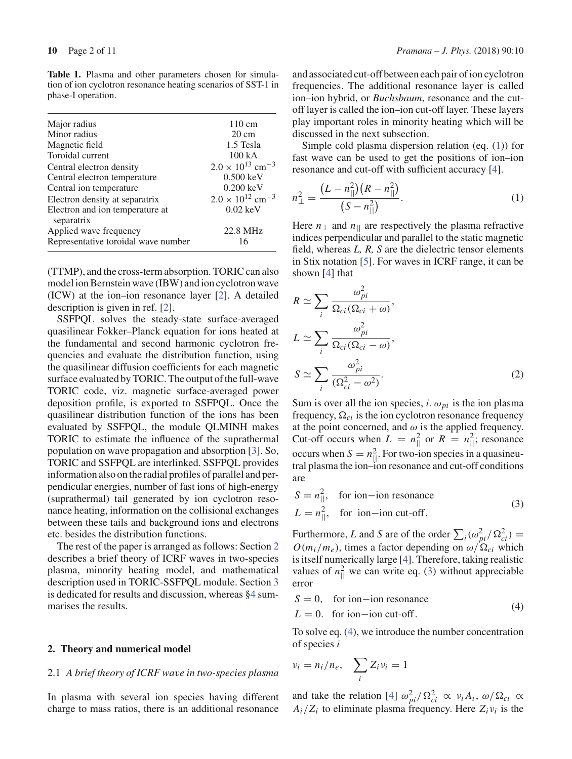**Table 1.** Plasma and other parameters chosen for simulation of ion cyclotron resonance heating scenarios of SST-1 in phase-I operation.

| | |
|---|---|
| Major radius | 110 cm |
| Minor radius | 20 cm |
| Magnetic field | 1.5 Tesla |
| Toroidal current | 100 kA |
| Central electron density | $2.0 \times 10^{13}$ cm$^{-3}$ |
| Central electron temperature | 0.500 keV |
| Central ion temperature | 0.200 keV |
| Electron density at separatrix | $2.0 \times 10^{12}$ cm$^{-3}$ |
| Electron and ion temperature at separatrix | 0.02 keV |
| Applied wave frequency | 22.8 MHz |
| Representative toroidal wave number | 16 |

(TTMP), and the cross-term absorption. TORIC can also model ion Bernstein wave (IBW) and ion cyclotron wave (ICW) at the ion–ion resonance layer [2]. A detailed description is given in ref. [2].

SSFPQL solves the steady-state surface-averaged quasilinear Fokker–Planck equation for ions heated at the fundamental and second harmonic cyclotron frequencies and evaluate the distribution function, using the quasilinear diffusion coefficients for each magnetic surface evaluated by TORIC. The output of the full-wave TORIC code, viz. magnetic surface-averaged power deposition profile, is exported to SSFPQL. Once the quasilinear distribution function of the ions has been evaluated by SSFPQL, the module QLMINH makes TORIC to estimate the influence of the suprathermal population on wave propagation and absorption [3]. So, TORIC and SSFPQL are interlinked. SSFPQL provides information also on the radial profiles of parallel and perpendicular energies, number of fast ions of high-energy (suprathermal) tail generated by ion cyclotron resonance heating, information on the collisional exchanges between these tails and background ions and electrons etc. besides the distribution functions.

The rest of the paper is arranged as follows: Section 2 describes a brief theory of ICRF waves in two-species plasma, minority heating model, and mathematical description used in TORIC-SSFPQL module. Section 3 is dedicated for results and discussion, whereas §4 summarises the results.

## 2. Theory and numerical model

### 2.1 *A brief theory of ICRF wave in two-species plasma*

In plasma with several ion species having different charge to mass ratios, there is an additional resonance and associated cut-off between each pair of ion cyclotron frequencies. The additional resonance layer is called ion–ion hybrid, or *Buchsbaum*, resonance and the cut-off layer is called the ion–ion cut-off layer. These layers play important roles in minority heating which will be discussed in the next subsection.

Simple cold plasma dispersion relation (eq. (1)) for fast wave can be used to get the positions of ion–ion resonance and cut-off with sufficient accuracy [4].

$$n_\perp^2 = \frac{\left(L - n_{||}^2\right)\left(R - n_{||}^2\right)}{\left(S - n_{||}^2\right)}. \tag{1}$$

Here $n_\perp$ and $n_{||}$ are respectively the plasma refractive indices perpendicular and parallel to the static magnetic field, whereas $L, R, S$ are the dielectric tensor elements in Stix notation [5]. For waves in ICRF range, it can be shown [4] that

$$\begin{aligned}
R &\simeq \sum_i \frac{\omega_{pi}^2}{\Omega_{ci}(\Omega_{ci} + \omega)},\\
L &\simeq \sum_i \frac{\omega_{pi}^2}{\Omega_{ci}(\Omega_{ci} - \omega)},\\
S &\simeq \sum_i \frac{\omega_{pi}^2}{(\Omega_{ci}^2 - \omega^2)}.
\end{aligned} \tag{2}$$

Sum is over all the ion species, $i$. $\omega_{pi}$ is the ion plasma frequency, $\Omega_{ci}$ is the ion cyclotron resonance frequency at the point concerned, and $\omega$ is the applied frequency. Cut-off occurs when $L = n_{||}^2$ or $R = n_{||}^2$; resonance occurs when $S = n_{||}^2$. For two-ion species in a quasineutral plasma the ion–ion resonance and cut-off conditions are

$$\begin{aligned}
S &= n_{||}^2, \quad \text{for ion}-\text{ion resonance}\\
L &= n_{||}^2, \quad \text{for ion}-\text{ion cut-off}.
\end{aligned} \tag{3}$$

Furthermore, $L$ and $S$ are of the order $\sum_i(\omega_{pi}^2/\Omega_{ci}^2) = O(m_i/m_e)$, times a factor depending on $\omega/\Omega_{ci}$ which is itself numerically large [4]. Therefore, taking realistic values of $n_{||}^2$ we can write eq. (3) without appreciable error

$$\begin{aligned}
S &= 0, \quad \text{for ion}-\text{ion resonance}\\
L &= 0. \quad \text{for ion}-\text{ion cut-off}.
\end{aligned} \tag{4}$$

To solve eq. (4), we introduce the number concentration of species $i$

$$\nu_i = n_i/n_e, \quad \sum_i Z_i \nu_i = 1$$

and take the relation [4] $\omega_{pi}^2/\Omega_{ci}^2 \propto \nu_i A_i$, $\omega/\Omega_{ci} \propto A_i/Z_i$ to eliminate plasma frequency. Here $Z_i \nu_i$ is the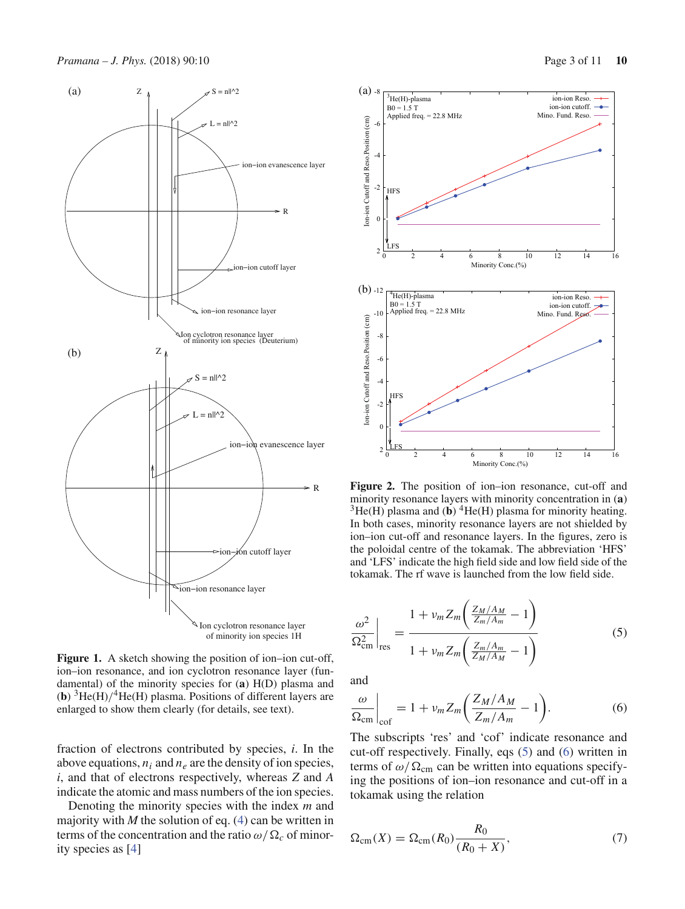**Figure 1.** A sketch showing the position of ion–ion cut-off, ion–ion resonance, and ion cyclotron resonance layer (fundamental) of the minority species for (**a**) H(D) plasma and (**b**) $^3$He(H)/$^4$He(H) plasma. Positions of different layers are enlarged to show them clearly (for details, see text).

fraction of electrons contributed by species, $i$. In the above equations, $n_i$ and $n_e$ are the density of ion species, $i$, and that of electrons respectively, whereas $Z$ and $A$ indicate the atomic and mass numbers of the ion species.

Denoting the minority species with the index $m$ and majority with $M$ the solution of eq. (4) can be written in terms of the concentration and the ratio $\omega/\Omega_c$ of minority species as [4]

**Figure 2.** The position of ion–ion resonance, cut-off and minority resonance layers with minority concentration in (**a**) $^3$He(H) plasma and (**b**) $^4$He(H) plasma for minority heating. In both cases, minority resonance layers are not shielded by ion–ion cut-off and resonance layers. In the figures, zero is the poloidal centre of the tokamak. The abbreviation 'HFS' and 'LFS' indicate the high field side and low field side of the tokamak. The rf wave is launched from the low field side.

$$\left.\frac{\omega^2}{\Omega_{\rm cm}^2}\right|_{\rm res} = \frac{1 + \nu_m Z_m\left(\frac{Z_M/A_M}{Z_m/A_m} - 1\right)}{1 + \nu_m Z_m\left(\frac{Z_m/A_m}{Z_M/A_M} - 1\right)} \tag{5}$$

and

$$\left.\frac{\omega}{\Omega_{\rm cm}}\right|_{\rm cof} = 1 + \nu_m Z_m\left(\frac{Z_M/A_M}{Z_m/A_m} - 1\right). \tag{6}$$

The subscripts 'res' and 'cof' indicate resonance and cut-off respectively. Finally, eqs (5) and (6) written in terms of $\omega/\Omega_{\rm cm}$ can be written into equations specifying the positions of ion–ion resonance and cut-off in a tokamak using the relation

$$\Omega_{\rm cm}(X) = \Omega_{\rm cm}(R_0)\frac{R_0}{(R_0 + X)}, \tag{7}$$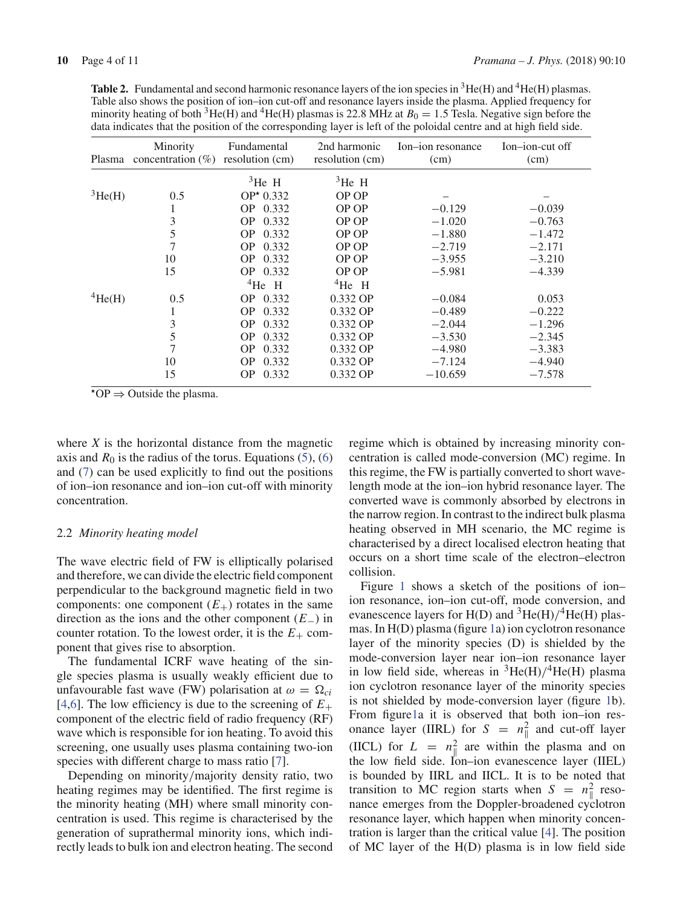**Table 2.** Fundamental and second harmonic resonance layers of the ion species in $^3$He(H) and $^4$He(H) plasmas. Table also shows the position of ion–ion cut-off and resonance layers inside the plasma. Applied frequency for minority heating of both $^3$He(H) and $^4$He(H) plasmas is 22.8 MHz at $B_0 = 1.5$ Tesla. Negative sign before the data indicates that the position of the corresponding layer is left of the poloidal centre and at high field side.

| Plasma | Minority concentration (%) | Fundamental resolution (cm) | 2nd harmonic resolution (cm) | Ion–ion resonance (cm) | Ion–ion-cut off (cm) |
|---|---|---|---|---|---|
| | | $^3$He H | $^3$He H | | |
| $^3$He(H) | 0.5 | OP* 0.332 | OP OP | – | – |
| | 1 | OP 0.332 | OP OP | −0.129 | −0.039 |
| | 3 | OP 0.332 | OP OP | −1.020 | −0.763 |
| | 5 | OP 0.332 | OP OP | −1.880 | −1.472 |
| | 7 | OP 0.332 | OP OP | −2.719 | −2.171 |
| | 10 | OP 0.332 | OP OP | −3.955 | −3.210 |
| | 15 | OP 0.332 | OP OP | −5.981 | −4.339 |
| | | $^4$He H | $^4$He H | | |
| $^4$He(H) | 0.5 | OP 0.332 | 0.332 OP | −0.084 | 0.053 |
| | 1 | OP 0.332 | 0.332 OP | −0.489 | −0.222 |
| | 3 | OP 0.332 | 0.332 OP | −2.044 | −1.296 |
| | 5 | OP 0.332 | 0.332 OP | −3.530 | −2.345 |
| | 7 | OP 0.332 | 0.332 OP | −4.980 | −3.383 |
| | 10 | OP 0.332 | 0.332 OP | −7.124 | −4.940 |
| | 15 | OP 0.332 | 0.332 OP | −10.659 | −7.578 |

*OP ⇒ Outside the plasma.

where $X$ is the horizontal distance from the magnetic axis and $R_0$ is the radius of the torus. Equations (5), (6) and (7) can be used explicitly to find out the positions of ion–ion resonance and ion–ion cut-off with minority concentration.

### 2.2 *Minority heating model*

The wave electric field of FW is elliptically polarised and therefore, we can divide the electric field component perpendicular to the background magnetic field in two components: one component ($E_+$) rotates in the same direction as the ions and the other component ($E_-$) in counter rotation. To the lowest order, it is the $E_+$ component that gives rise to absorption.

The fundamental ICRF wave heating of the single species plasma is usually weakly efficient due to unfavourable fast wave (FW) polarisation at $\omega = \Omega_{ci}$ [4,6]. The low efficiency is due to the screening of $E_+$ component of the electric field of radio frequency (RF) wave which is responsible for ion heating. To avoid this screening, one usually uses plasma containing two-ion species with different charge to mass ratio [7].

Depending on minority/majority density ratio, two heating regimes may be identified. The first regime is the minority heating (MH) where small minority concentration is used. This regime is characterised by the generation of suprathermal minority ions, which indirectly leads to bulk ion and electron heating. The second regime which is obtained by increasing minority concentration is called mode-conversion (MC) regime. In this regime, the FW is partially converted to short wavelength mode at the ion–ion hybrid resonance layer. The converted wave is commonly absorbed by electrons in the narrow region. In contrast to the indirect bulk plasma heating observed in MH scenario, the MC regime is characterised by a direct localised electron heating that occurs on a short time scale of the electron–electron collision.

Figure 1 shows a sketch of the positions of ion–ion resonance, ion–ion cut-off, mode conversion, and evanescence layers for H(D) and $^3$He(H)/$^4$He(H) plasmas. In H(D) plasma (figure 1a) ion cyclotron resonance layer of the minority species (D) is shielded by the mode-conversion layer near ion–ion resonance layer in low field side, whereas in $^3$He(H)/$^4$He(H) plasma ion cyclotron resonance layer of the minority species is not shielded by mode-conversion layer (figure 1b). From figure 1a it is observed that both ion–ion resonance layer (IIRL) for $S = n_\parallel^2$ and cut-off layer (IICL) for $L = n_\parallel^2$ are within the plasma and on the low field side. Ion–ion evanescence layer (IIEL) is bounded by IIRL and IICL. It is to be noted that transition to MC region starts when $S = n_\parallel^2$ resonance emerges from the Doppler-broadened cyclotron resonance layer, which happen when minority concentration is larger than the critical value [4]. The position of MC layer of the H(D) plasma is in low field side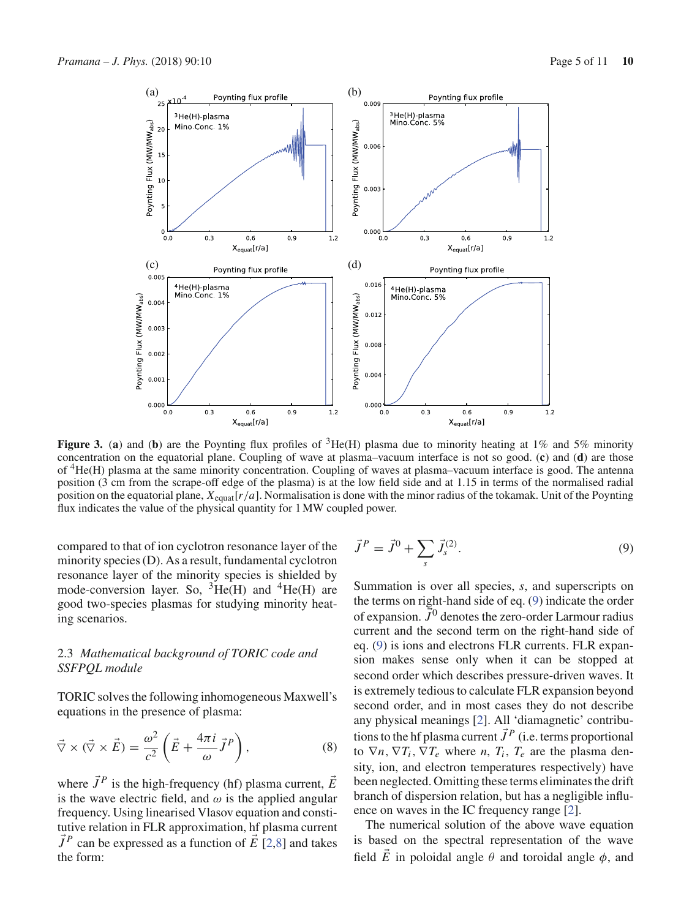**Figure 3.** (**a**) and (**b**) are the Poynting flux profiles of $^3$He(H) plasma due to minority heating at 1% and 5% minority concentration on the equatorial plane. Coupling of wave at plasma–vacuum interface is not so good. (**c**) and (**d**) are those of $^4$He(H) plasma at the same minority concentration. Coupling of waves at plasma–vacuum interface is good. The antenna position (3 cm from the scrape-off edge of the plasma) is at the low field side and at 1.15 in terms of the normalised radial position on the equatorial plane, $X_{\text{equat}}[r/a]$. Normalisation is done with the minor radius of the tokamak. Unit of the Poynting flux indicates the value of the physical quantity for 1 MW coupled power.

compared to that of ion cyclotron resonance layer of the minority species (D). As a result, fundamental cyclotron resonance layer of the minority species is shielded by mode-conversion layer. So, $^3$He(H) and $^4$He(H) are good two-species plasmas for studying minority heating scenarios.

### 2.3 *Mathematical background of TORIC code and SSFPQL module*

TORIC solves the following inhomogeneous Maxwell's equations in the presence of plasma:

$$\vec{\nabla} \times (\vec{\nabla} \times \vec{E}) = \frac{\omega^2}{c^2}\left(\vec{E} + \frac{4\pi i}{\omega}\vec{J}^P\right), \tag{8}$$

where $\vec{J}^P$ is the high-frequency (hf) plasma current, $\vec{E}$ is the wave electric field, and $\omega$ is the applied angular frequency. Using linearised Vlasov equation and constitutive relation in FLR approximation, hf plasma current $\vec{J}^P$ can be expressed as a function of $\vec{E}$ [2,8] and takes the form:

$$\vec{J}^P = \vec{J}^0 + \sum_s \vec{J}_s^{(2)}. \tag{9}$$

Summation is over all species, $s$, and superscripts on the terms on right-hand side of eq. (9) indicate the order of expansion. $\vec{J}^0$ denotes the zero-order Larmour radius current and the second term on the right-hand side of eq. (9) is ions and electrons FLR currents. FLR expansion makes sense only when it can be stopped at second order which describes pressure-driven waves. It is extremely tedious to calculate FLR expansion beyond second order, and in most cases they do not describe any physical meanings [2]. All 'diamagnetic' contributions to the hf plasma current $\vec{J}^P$ (i.e. terms proportional to $\nabla n$, $\nabla T_i$, $\nabla T_e$ where $n$, $T_i$, $T_e$ are the plasma density, ion, and electron temperatures respectively) have been neglected. Omitting these terms eliminates the drift branch of dispersion relation, but has a negligible influence on waves in the IC frequency range [2].

The numerical solution of the above wave equation is based on the spectral representation of the wave field $\vec{E}$ in poloidal angle $\theta$ and toroidal angle $\phi$, and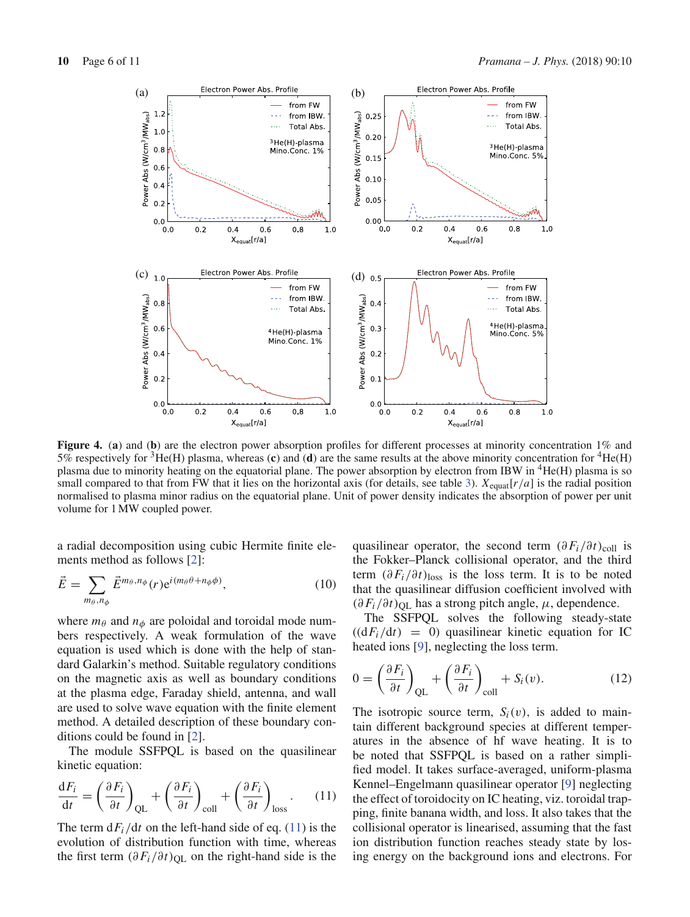**Figure 4.** (**a**) and (**b**) are the electron power absorption profiles for different processes at minority concentration 1% and 5% respectively for $^3$He(H) plasma, whereas (**c**) and (**d**) are the same results at the above minority concentration for $^4$He(H) plasma due to minority heating on the equatorial plane. The power absorption by electron from IBW in $^4$He(H) plasma is so small compared to that from FW that it lies on the horizontal axis (for details, see table 3). $X_{\text{equat}}[r/a]$ is the radial position normalised to plasma minor radius on the equatorial plane. Unit of power density indicates the absorption of power per unit volume for 1 MW coupled power.

a radial decomposition using cubic Hermite finite elements method as follows [2]:

$$\vec{E} = \sum_{m_\theta, n_\phi} \vec{E}^{m_\theta, n_\phi}(r) \mathrm{e}^{i(m_\theta \theta + n_\phi \phi)}, \tag{10}$$

where $m_\theta$ and $n_\phi$ are poloidal and toroidal mode numbers respectively. A weak formulation of the wave equation is used which is done with the help of standard Galarkin's method. Suitable regulatory conditions on the magnetic axis as well as boundary conditions at the plasma edge, Faraday shield, antenna, and wall are used to solve wave equation with the finite element method. A detailed description of these boundary conditions could be found in [2].

The module SSFPQL is based on the quasilinear kinetic equation:

$$\frac{\mathrm{d}F_i}{\mathrm{d}t} = \left(\frac{\partial F_i}{\partial t}\right)_{\text{QL}} + \left(\frac{\partial F_i}{\partial t}\right)_{\text{coll}} + \left(\frac{\partial F_i}{\partial t}\right)_{\text{loss}}. \tag{11}$$

The term $\mathrm{d}F_i/\mathrm{d}t$ on the left-hand side of eq. (11) is the evolution of distribution function with time, whereas the first term $(\partial F_i/\partial t)_{\text{QL}}$ on the right-hand side is the quasilinear operator, the second term $(\partial F_i/\partial t)_{\text{coll}}$ is the Fokker–Planck collisional operator, and the third term $(\partial F_i/\partial t)_{\text{loss}}$ is the loss term. It is to be noted that the quasilinear diffusion coefficient involved with $(\partial F_i/\partial t)_{\text{QL}}$ has a strong pitch angle, $\mu$, dependence.

The SSFPQL solves the following steady-state ($(\mathrm{d}F_i/\mathrm{d}t) = 0$) quasilinear kinetic equation for IC heated ions [9], neglecting the loss term.

$$0 = \left(\frac{\partial F_i}{\partial t}\right)_{\text{QL}} + \left(\frac{\partial F_i}{\partial t}\right)_{\text{coll}} + S_i(v). \tag{12}$$

The isotropic source term, $S_i(v)$, is added to maintain different background species at different temperatures in the absence of hf wave heating. It is to be noted that SSFPQL is based on a rather simplified model. It takes surface-averaged, uniform-plasma Kennel–Engelmann quasilinear operator [9] neglecting the effect of toroidocity on IC heating, viz. toroidal trapping, finite banana width, and loss. It also takes that the collisional operator is linearised, assuming that the fast ion distribution function reaches steady state by losing energy on the background ions and electrons. For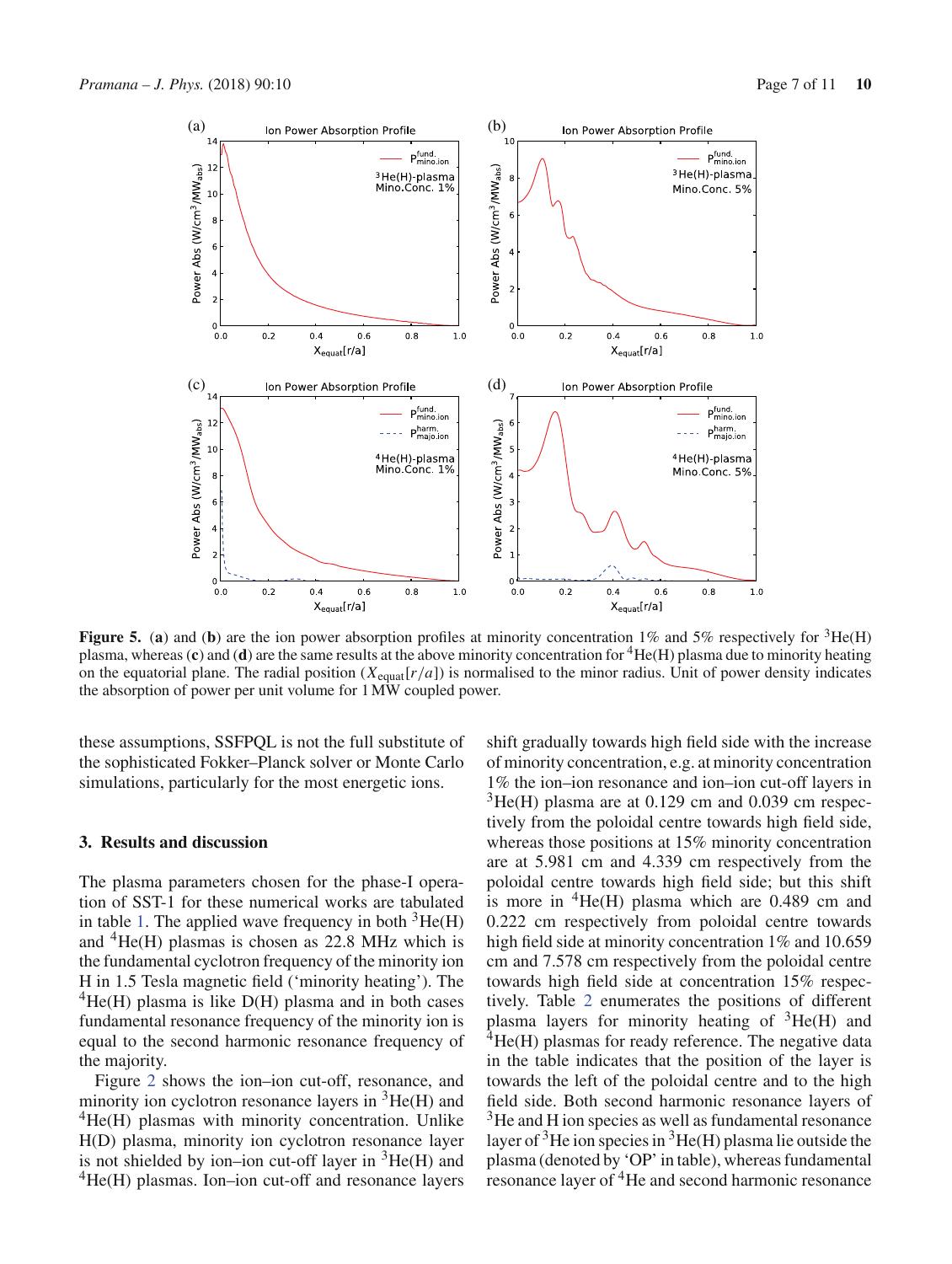**Figure 5.** (**a**) and (**b**) are the ion power absorption profiles at minority concentration 1% and 5% respectively for $^3$He(H) plasma, whereas (**c**) and (**d**) are the same results at the above minority concentration for $^4$He(H) plasma due to minority heating on the equatorial plane. The radial position ($X_{\text{equat}}[r/a]$) is normalised to the minor radius. Unit of power density indicates the absorption of power per unit volume for 1 MW coupled power.

these assumptions, SSFPQL is not the full substitute of the sophisticated Fokker–Planck solver or Monte Carlo simulations, particularly for the most energetic ions.

## 3. Results and discussion

The plasma parameters chosen for the phase-I operation of SST-1 for these numerical works are tabulated in table 1. The applied wave frequency in both $^3$He(H) and $^4$He(H) plasmas is chosen as 22.8 MHz which is the fundamental cyclotron frequency of the minority ion H in 1.5 Tesla magnetic field ('minority heating'). The $^4$He(H) plasma is like D(H) plasma and in both cases fundamental resonance frequency of the minority ion is equal to the second harmonic resonance frequency of the majority.

Figure 2 shows the ion–ion cut-off, resonance, and minority ion cyclotron resonance layers in $^3$He(H) and $^4$He(H) plasmas with minority concentration. Unlike H(D) plasma, minority ion cyclotron resonance layer is not shielded by ion–ion cut-off layer in $^3$He(H) and $^4$He(H) plasmas. Ion–ion cut-off and resonance layers shift gradually towards high field side with the increase of minority concentration, e.g. at minority concentration 1% the ion–ion resonance and ion–ion cut-off layers in $^3$He(H) plasma are at 0.129 cm and 0.039 cm respectively from the poloidal centre towards high field side, whereas those positions at 15% minority concentration are at 5.981 cm and 4.339 cm respectively from the poloidal centre towards high field side; but this shift is more in $^4$He(H) plasma which are 0.489 cm and 0.222 cm respectively from poloidal centre towards high field side at minority concentration 1% and 10.659 cm and 7.578 cm respectively from the poloidal centre towards high field side at concentration 15% respectively. Table 2 enumerates the positions of different plasma layers for minority heating of $^3$He(H) and $^4$He(H) plasmas for ready reference. The negative data in the table indicates that the position of the layer is towards the left of the poloidal centre and to the high field side. Both second harmonic resonance layers of $^3$He and H ion species as well as fundamental resonance layer of $^3$He ion species in $^3$He(H) plasma lie outside the plasma (denoted by 'OP' in table), whereas fundamental resonance layer of $^4$He and second harmonic resonance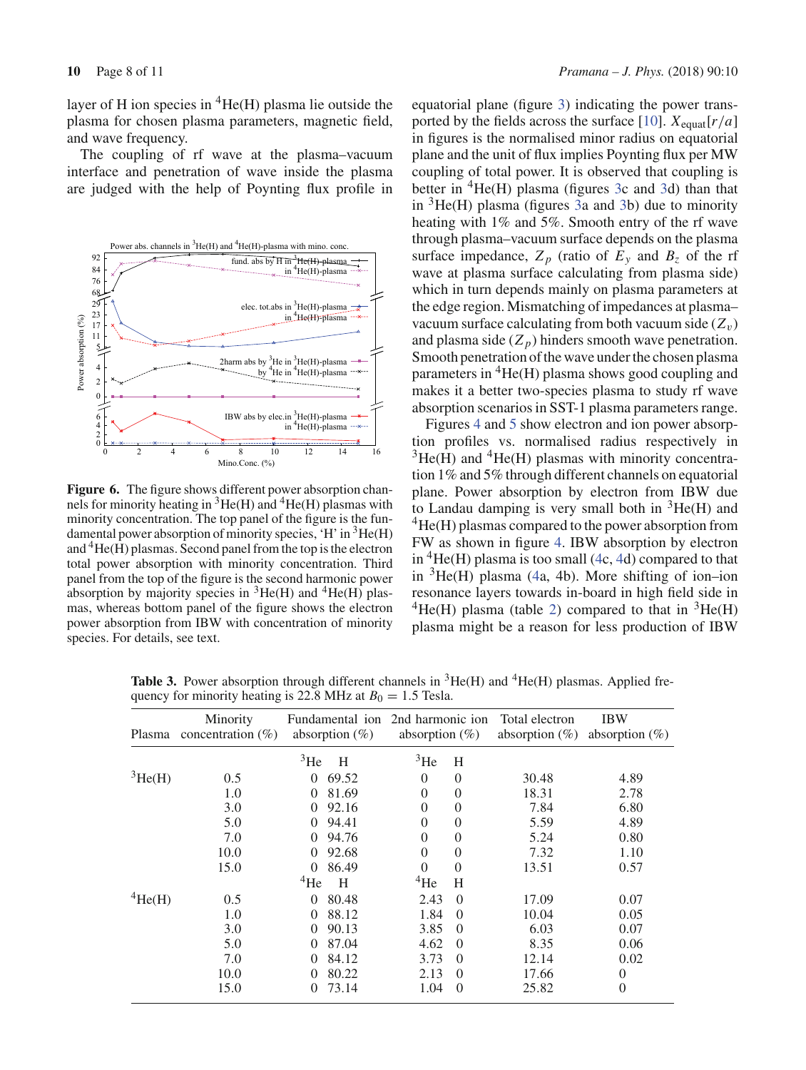layer of H ion species in $^4$He(H) plasma lie outside the plasma for chosen plasma parameters, magnetic field, and wave frequency.

The coupling of rf wave at the plasma–vacuum interface and penetration of wave inside the plasma are judged with the help of Poynting flux profile in equatorial plane (figure 3) indicating the power transported by the fields across the surface [10]. $X_{\text{equat}}[r/a]$ in figures is the normalised minor radius on equatorial plane and the unit of flux implies Poynting flux per MW coupling of total power. It is observed that coupling is better in $^4$He(H) plasma (figures 3c and 3d) than that in $^3$He(H) plasma (figures 3a and 3b) due to minority heating with 1% and 5%. Smooth entry of the rf wave through plasma–vacuum surface depends on the plasma surface impedance, $Z_p$ (ratio of $E_y$ and $B_z$ of the rf wave at plasma surface calculating from plasma side) which in turn depends mainly on plasma parameters at the edge region. Mismatching of impedances at plasma–vacuum surface calculating from both vacuum side ($Z_v$) and plasma side ($Z_p$) hinders smooth wave penetration. Smooth penetration of the wave under the chosen plasma parameters in $^4$He(H) plasma shows good coupling and makes it a better two-species plasma to study rf wave absorption scenarios in SST-1 plasma parameters range.

**Figure 6.** The figure shows different power absorption channels for minority heating in $^3$He(H) and $^4$He(H) plasmas with minority concentration. The top panel of the figure is the fundamental power absorption of minority species, 'H' in $^3$He(H) and $^4$He(H) plasmas. Second panel from the top is the electron total power absorption with minority concentration. Third panel from the top of the figure is the second harmonic power absorption by majority species in $^3$He(H) and $^4$He(H) plasmas, whereas bottom panel of the figure shows the electron power absorption from IBW with concentration of minority species. For details, see text.

Figures 4 and 5 show electron and ion power absorption profiles vs. normalised radius respectively in $^3$He(H) and $^4$He(H) plasmas with minority concentration 1% and 5% through different channels on equatorial plane. Power absorption by electron from IBW due to Landau damping is very small both in $^3$He(H) and $^4$He(H) plasmas compared to the power absorption from FW as shown in figure 4. IBW absorption by electron in $^4$He(H) plasma is too small (4c, 4d) compared to that in $^3$He(H) plasma (4a, 4b). More shifting of ion–ion resonance layers towards in-board in high field side in $^4$He(H) plasma (table 2) compared to that in $^3$He(H) plasma might be a reason for less production of IBW

**Table 3.** Power absorption through different channels in $^3$He(H) and $^4$He(H) plasmas. Applied frequency for minority heating is 22.8 MHz at $B_0 = 1.5$ Tesla.

| Plasma | Minority concentration (%) | Fundamental ion absorption (%) | | 2nd harmonic ion absorption (%) | | Total electron absorption (%) | IBW absorption (%) |
|---|---|---|---|---|---|---|---|
| | | $^3$He | H | $^3$He | H | | |
| $^3$He(H) | 0.5 | 0 | 69.52 | 0 | 0 | 30.48 | 4.89 |
| | 1.0 | 0 | 81.69 | 0 | 0 | 18.31 | 2.78 |
| | 3.0 | 0 | 92.16 | 0 | 0 | 7.84 | 6.80 |
| | 5.0 | 0 | 94.41 | 0 | 0 | 5.59 | 4.89 |
| | 7.0 | 0 | 94.76 | 0 | 0 | 5.24 | 0.80 |
| | 10.0 | 0 | 92.68 | 0 | 0 | 7.32 | 1.10 |
| | 15.0 | 0 | 86.49 | 0 | 0 | 13.51 | 0.57 |
| | | $^4$He | H | $^4$He | H | | |
| $^4$He(H) | 0.5 | 0 | 80.48 | 2.43 | 0 | 17.09 | 0.07 |
| | 1.0 | 0 | 88.12 | 1.84 | 0 | 10.04 | 0.05 |
| | 3.0 | 0 | 90.13 | 3.85 | 0 | 6.03 | 0.07 |
| | 5.0 | 0 | 87.04 | 4.62 | 0 | 8.35 | 0.06 |
| | 7.0 | 0 | 84.12 | 3.73 | 0 | 12.14 | 0.02 |
| | 10.0 | 0 | 80.22 | 2.13 | 0 | 17.66 | 0 |
| | 15.0 | 0 | 73.14 | 1.04 | 0 | 25.82 | 0 |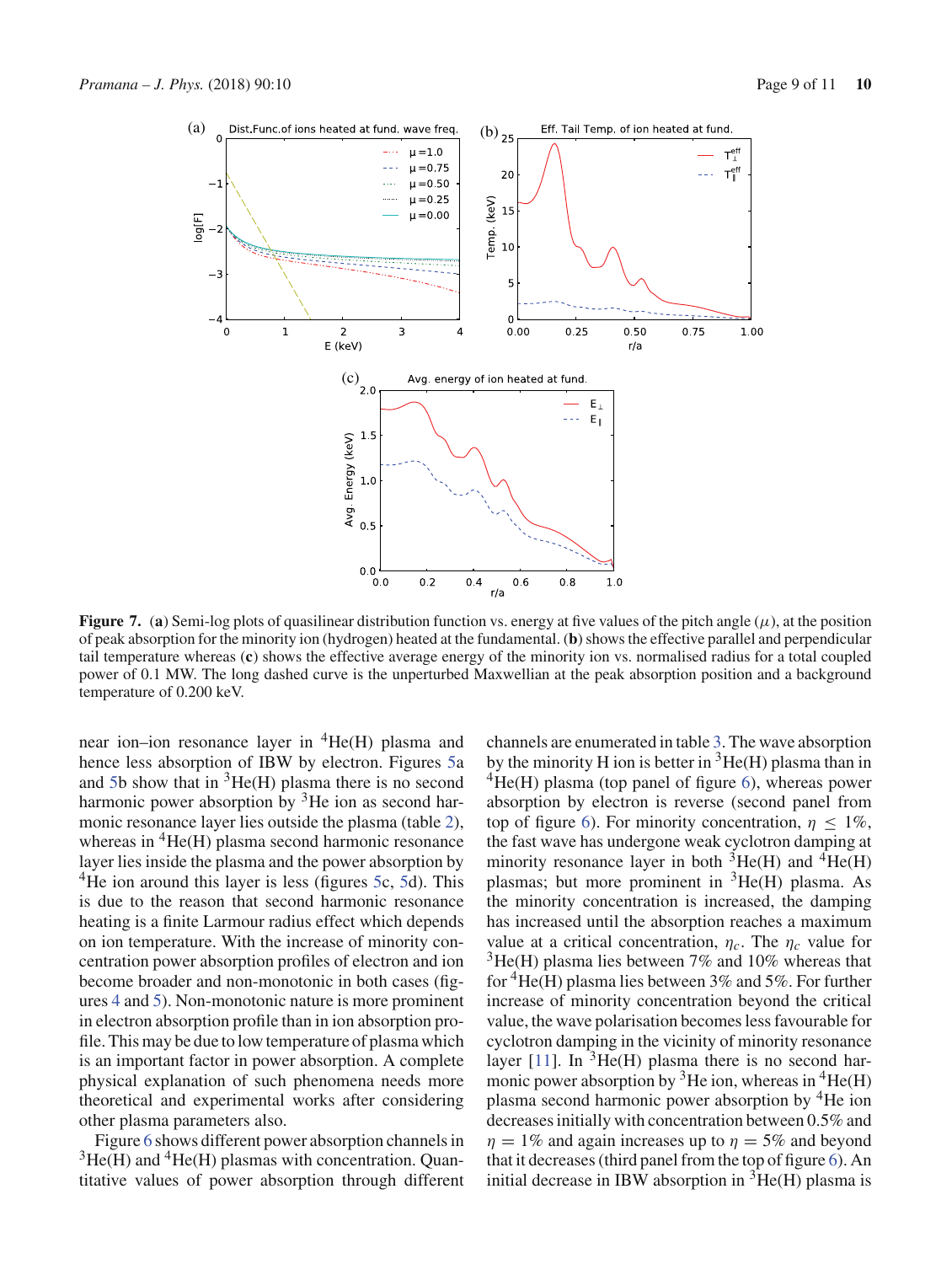**Figure 7.** (**a**) Semi-log plots of quasilinear distribution function vs. energy at five values of the pitch angle ($\mu$), at the position of peak absorption for the minority ion (hydrogen) heated at the fundamental. (**b**) shows the effective parallel and perpendicular tail temperature whereas (**c**) shows the effective average energy of the minority ion vs. normalised radius for a total coupled power of 0.1 MW. The long dashed curve is the unperturbed Maxwellian at the peak absorption position and a background temperature of 0.200 keV.

near ion–ion resonance layer in $^4$He(H) plasma and hence less absorption of IBW by electron. Figures 5a and 5b show that in $^3$He(H) plasma there is no second harmonic power absorption by $^3$He ion as second harmonic resonance layer lies outside the plasma (table 2), whereas in $^4$He(H) plasma second harmonic resonance layer lies inside the plasma and the power absorption by $^4$He ion around this layer is less (figures 5c, 5d). This is due to the reason that second harmonic resonance heating is a finite Larmour radius effect which depends on ion temperature. With the increase of minority concentration power absorption profiles of electron and ion become broader and non-monotonic in both cases (figures 4 and 5). Non-monotonic nature is more prominent in electron absorption profile than in ion absorption profile. This may be due to low temperature of plasma which is an important factor in power absorption. A complete physical explanation of such phenomena needs more theoretical and experimental works after considering other plasma parameters also.

Figure 6 shows different power absorption channels in $^3$He(H) and $^4$He(H) plasmas with concentration. Quantitative values of power absorption through different channels are enumerated in table 3. The wave absorption by the minority H ion is better in $^3$He(H) plasma than in $^4$He(H) plasma (top panel of figure 6), whereas power absorption by electron is reverse (second panel from top of figure 6). For minority concentration, $\eta \leq 1\%$, the fast wave has undergone weak cyclotron damping at minority resonance layer in both $^3$He(H) and $^4$He(H) plasmas; but more prominent in $^3$He(H) plasma. As the minority concentration is increased, the damping has increased until the absorption reaches a maximum value at a critical concentration, $\eta_c$. The $\eta_c$ value for $^3$He(H) plasma lies between 7% and 10% whereas that for $^4$He(H) plasma lies between 3% and 5%. For further increase of minority concentration beyond the critical value, the wave polarisation becomes less favourable for cyclotron damping in the vicinity of minority resonance layer [11]. In $^3$He(H) plasma there is no second harmonic power absorption by $^3$He ion, whereas in $^4$He(H) plasma second harmonic power absorption by $^4$He ion decreases initially with concentration between 0.5% and $\eta = 1\%$ and again increases up to $\eta = 5\%$ and beyond that it decreases (third panel from the top of figure 6). An initial decrease in IBW absorption in $^3$He(H) plasma is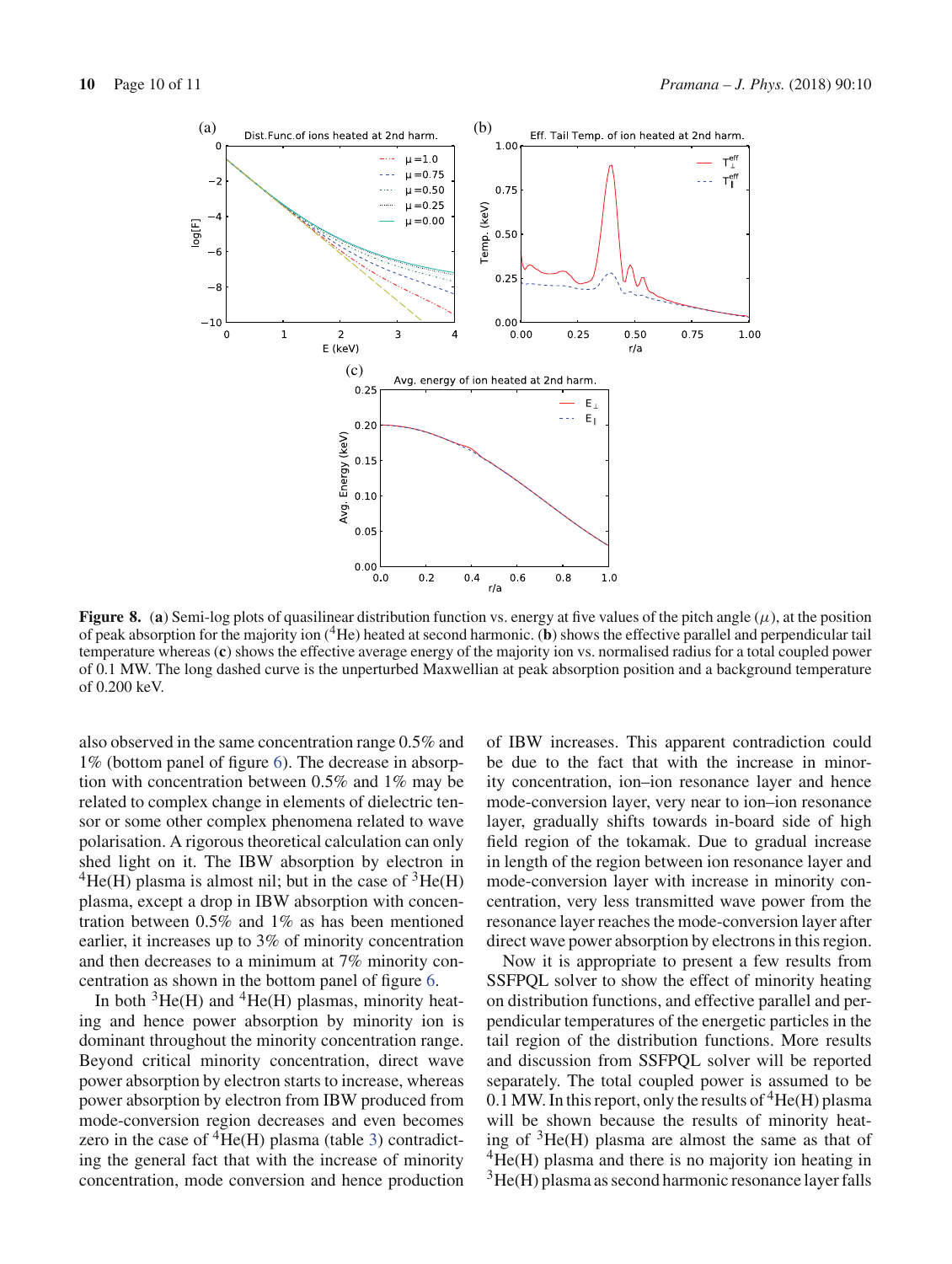**Figure 8.** (**a**) Semi-log plots of quasilinear distribution function vs. energy at five values of the pitch angle ($\mu$), at the position of peak absorption for the majority ion ($^{4}$He) heated at second harmonic. (**b**) shows the effective parallel and perpendicular tail temperature whereas (**c**) shows the effective average energy of the majority ion vs. normalised radius for a total coupled power of 0.1 MW. The long dashed curve is the unperturbed Maxwellian at peak absorption position and a background temperature of 0.200 keV.

also observed in the same concentration range 0.5% and 1% (bottom panel of figure 6). The decrease in absorption with concentration between 0.5% and 1% may be related to complex change in elements of dielectric tensor or some other complex phenomena related to wave polarisation. A rigorous theoretical calculation can only shed light on it. The IBW absorption by electron in $^{4}$He(H) plasma is almost nil; but in the case of $^{3}$He(H) plasma, except a drop in IBW absorption with concentration between 0.5% and 1% as has been mentioned earlier, it increases up to 3% of minority concentration and then decreases to a minimum at 7% minority concentration as shown in the bottom panel of figure 6.

In both $^{3}$He(H) and $^{4}$He(H) plasmas, minority heating and hence power absorption by minority ion is dominant throughout the minority concentration range. Beyond critical minority concentration, direct wave power absorption by electron starts to increase, whereas power absorption by electron from IBW produced from mode-conversion region decreases and even becomes zero in the case of $^{4}$He(H) plasma (table 3) contradicting the general fact that with the increase of minority concentration, mode conversion and hence production of IBW increases. This apparent contradiction could be due to the fact that with the increase in minority concentration, ion–ion resonance layer and hence mode-conversion layer, very near to ion–ion resonance layer, gradually shifts towards in-board side of high field region of the tokamak. Due to gradual increase in length of the region between ion resonance layer and mode-conversion layer with increase in minority concentration, very less transmitted wave power from the resonance layer reaches the mode-conversion layer after direct wave power absorption by electrons in this region.

Now it is appropriate to present a few results from SSFPQL solver to show the effect of minority heating on distribution functions, and effective parallel and perpendicular temperatures of the energetic particles in the tail region of the distribution functions. More results and discussion from SSFPQL solver will be reported separately. The total coupled power is assumed to be 0.1 MW. In this report, only the results of $^{4}$He(H) plasma will be shown because the results of minority heating of $^{3}$He(H) plasma are almost the same as that of $^{4}$He(H) plasma and there is no majority ion heating in $^{3}$He(H) plasma as second harmonic resonance layer falls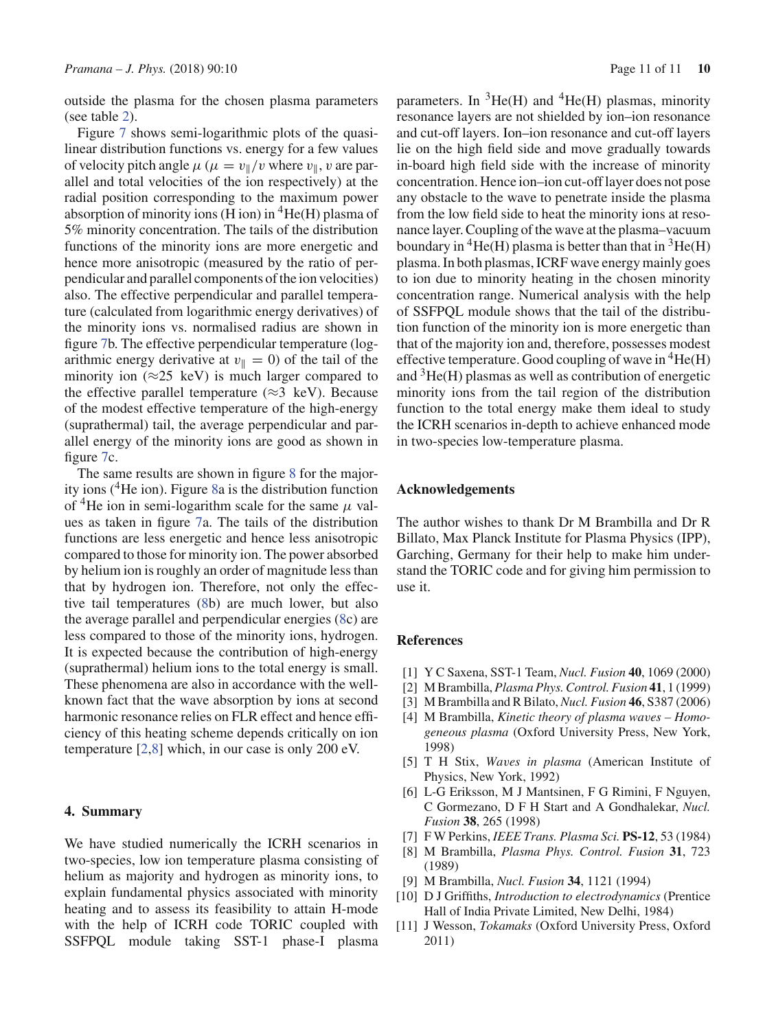outside the plasma for the chosen plasma parameters (see table 2).

Figure 7 shows semi-logarithmic plots of the quasi-linear distribution functions vs. energy for a few values of velocity pitch angle $\mu$ ($\mu = v_{\parallel}/v$ where $v_{\parallel}$, $v$ are parallel and total velocities of the ion respectively) at the radial position corresponding to the maximum power absorption of minority ions (H ion) in $^4$He(H) plasma of 5% minority concentration. The tails of the distribution functions of the minority ions are more energetic and hence more anisotropic (measured by the ratio of perpendicular and parallel components of the ion velocities) also. The effective perpendicular and parallel temperature (calculated from logarithmic energy derivatives) of the minority ions vs. normalised radius are shown in figure 7b. The effective perpendicular temperature (logarithmic energy derivative at $v_{\parallel} = 0$) of the tail of the minority ion ($\approx$25 keV) is much larger compared to the effective parallel temperature ($\approx$3 keV). Because of the modest effective temperature of the high-energy (suprathermal) tail, the average perpendicular and parallel energy of the minority ions are good as shown in figure 7c.

The same results are shown in figure 8 for the majority ions ($^4$He ion). Figure 8a is the distribution function of $^4$He ion in semi-logarithm scale for the same $\mu$ values as taken in figure 7a. The tails of the distribution functions are less energetic and hence less anisotropic compared to those for minority ion. The power absorbed by helium ion is roughly an order of magnitude less than that by hydrogen ion. Therefore, not only the effective tail temperatures (8b) are much lower, but also the average parallel and perpendicular energies (8c) are less compared to those of the minority ions, hydrogen. It is expected because the contribution of high-energy (suprathermal) helium ions to the total energy is small. These phenomena are also in accordance with the well-known fact that the wave absorption by ions at second harmonic resonance relies on FLR effect and hence efficiency of this heating scheme depends critically on ion temperature [2,8] which, in our case is only 200 eV.

## 4. Summary

We have studied numerically the ICRH scenarios in two-species, low ion temperature plasma consisting of helium as majority and hydrogen as minority ions, to explain fundamental physics associated with minority heating and to assess its feasibility to attain H-mode with the help of ICRH code TORIC coupled with SSFPQL module taking SST-1 phase-I plasma parameters. In $^3$He(H) and $^4$He(H) plasmas, minority resonance layers are not shielded by ion–ion resonance and cut-off layers. Ion–ion resonance and cut-off layers lie on the high field side and move gradually towards in-board high field side with the increase of minority concentration. Hence ion–ion cut-off layer does not pose any obstacle to the wave to penetrate inside the plasma from the low field side to heat the minority ions at resonance layer. Coupling of the wave at the plasma–vacuum boundary in $^4$He(H) plasma is better than that in $^3$He(H) plasma. In both plasmas, ICRF wave energy mainly goes to ion due to minority heating in the chosen minority concentration range. Numerical analysis with the help of SSFPQL module shows that the tail of the distribution function of the minority ion is more energetic than that of the majority ion and, therefore, possesses modest effective temperature. Good coupling of wave in $^4$He(H) and $^3$He(H) plasmas as well as contribution of energetic minority ions from the tail region of the distribution function to the total energy make them ideal to study the ICRH scenarios in-depth to achieve enhanced mode in two-species low-temperature plasma.

## Acknowledgements

The author wishes to thank Dr M Brambilla and Dr R Billato, Max Planck Institute for Plasma Physics (IPP), Garching, Germany for their help to make him understand the TORIC code and for giving him permission to use it.

## References

[1] Y C Saxena, SST-1 Team, *Nucl. Fusion* **40**, 1069 (2000)
[2] M Brambilla, *Plasma Phys. Control. Fusion* **41**, 1 (1999)
[3] M Brambilla and R Bilato, *Nucl. Fusion* **46**, S387 (2006)
[4] M Brambilla, *Kinetic theory of plasma waves – Homogeneous plasma* (Oxford University Press, New York, 1998)
[5] T H Stix, *Waves in plasma* (American Institute of Physics, New York, 1992)
[6] L-G Eriksson, M J Mantsinen, F G Rimini, F Nguyen, C Gormezano, D F H Start and A Gondhalekar, *Nucl. Fusion* **38**, 265 (1998)
[7] F W Perkins, *IEEE Trans. Plasma Sci.* **PS-12**, 53 (1984)
[8] M Brambilla, *Plasma Phys. Control. Fusion* **31**, 723 (1989)
[9] M Brambilla, *Nucl. Fusion* **34**, 1121 (1994)
[10] D J Griffiths, *Introduction to electrodynamics* (Prentice Hall of India Private Limited, New Delhi, 1984)
[11] J Wesson, *Tokamaks* (Oxford University Press, Oxford 2011)